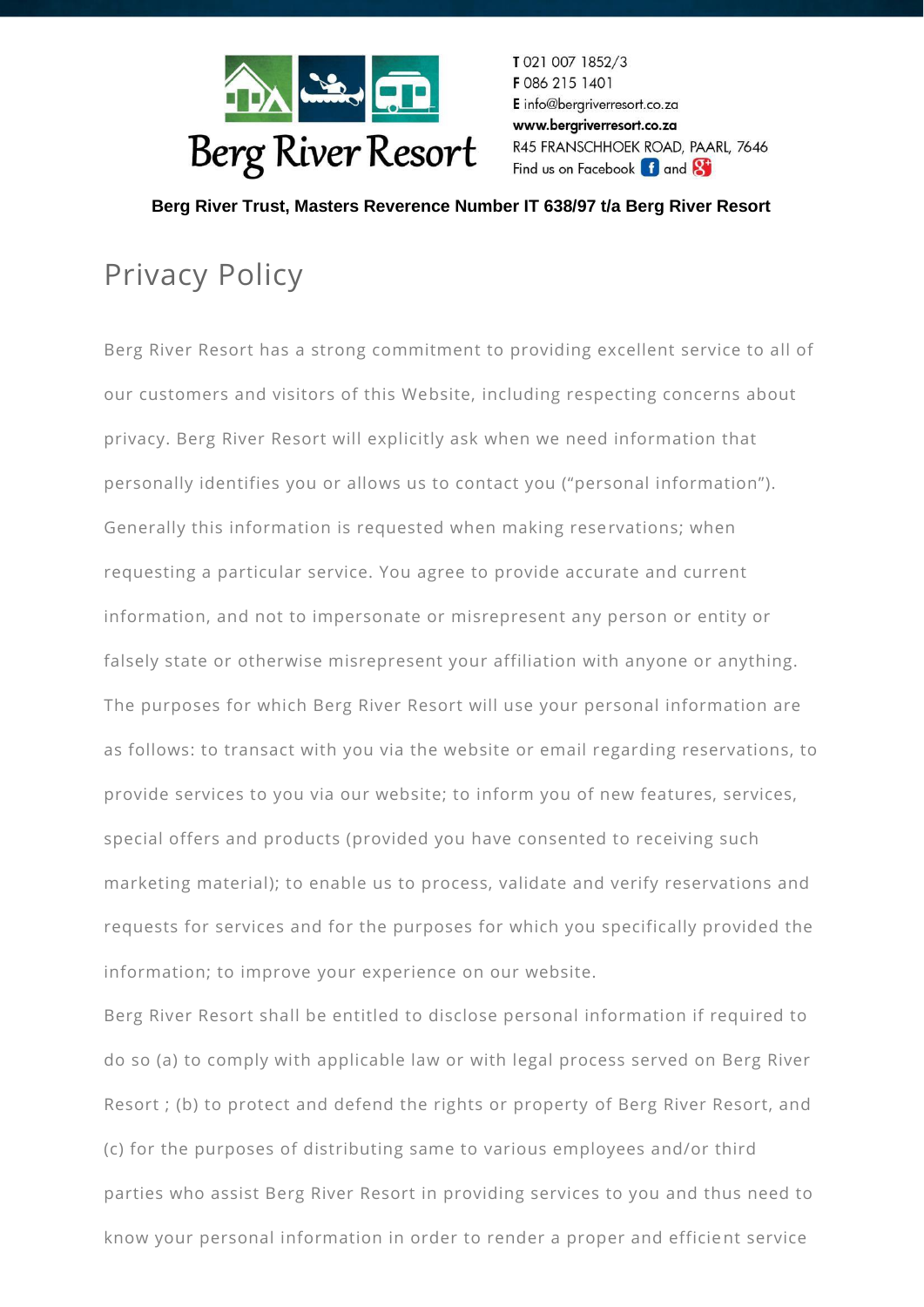Berg River Resort

T 021 007 1852/3
F 086 215 1401
E info@bergriverresort.co.za
**www.bergriverresort.co.za**
R45 FRANSCHHOEK ROAD, PAARL, 7646
Find us on Facebook and

**Berg River Trust, Masters Reverence Number IT 638/97 t/a Berg River Resort**

# Privacy Policy

Berg River Resort has a strong commitment to providing excellent service to all of our customers and visitors of this Website, including respecting concerns about privacy. Berg River Resort will explicitly ask when we need information that personally identifies you or allows us to contact you ("personal information"). Generally this information is requested when making reservations; when requesting a particular service. You agree to provide accurate and current information, and not to impersonate or misrepresent any person or entity or falsely state or otherwise misrepresent your affiliation with anyone or anything. The purposes for which Berg River Resort will use your personal information are as follows: to transact with you via the website or email regarding reservations, to provide services to you via our website; to inform you of new features, services, special offers and products (provided you have consented to receiving such marketing material); to enable us to process, validate and verify reservations and requests for services and for the purposes for which you specifically provided the information; to improve your experience on our website.

Berg River Resort shall be entitled to disclose personal information if required to do so (a) to comply with applicable law or with legal process served on Berg River Resort ; (b) to protect and defend the rights or property of Berg River Resort, and (c) for the purposes of distributing same to various employees and/or third parties who assist Berg River Resort in providing services to you and thus need to know your personal information in order to render a proper and efficient service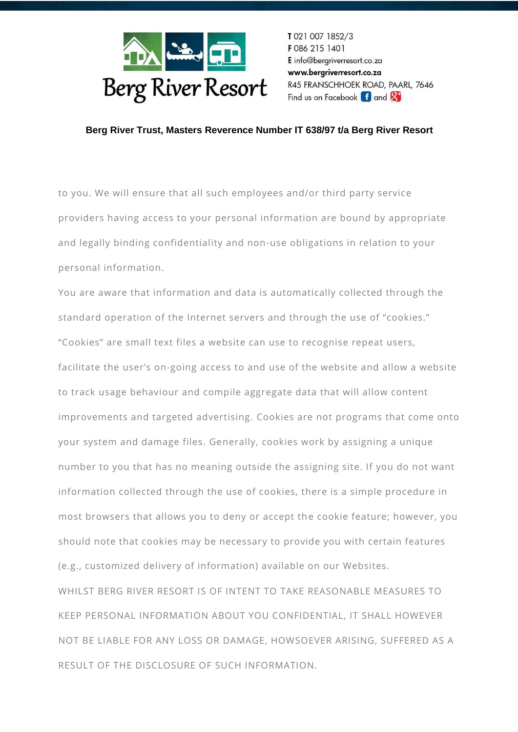to you. We will ensure that all such employees and/or third party service providers having access to your personal information are bound by appropriate and legally binding confidentiality and non-use obligations in relation to your personal information.

You are aware that information and data is automatically collected through the standard operation of the Internet servers and through the use of "cookies." "Cookies" are small text files a website can use to recognise repeat users, facilitate the user's on-going access to and use of the website and allow a website to track usage behaviour and compile aggregate data that will allow content improvements and targeted advertising. Cookies are not programs that come onto your system and damage files. Generally, cookies work by assigning a unique number to you that has no meaning outside the assigning site. If you do not want information collected through the use of cookies, there is a simple procedure in most browsers that allows you to deny or accept the cookie feature; however, you should note that cookies may be necessary to provide you with certain features (e.g., customized delivery of information) available on our Websites.

WHILST BERG RIVER RESORT IS OF INTENT TO TAKE REASONABLE MEASURES TO KEEP PERSONAL INFORMATION ABOUT YOU CONFIDENTIAL, IT SHALL HOWEVER NOT BE LIABLE FOR ANY LOSS OR DAMAGE, HOWSOEVER ARISING, SUFFERED AS A RESULT OF THE DISCLOSURE OF SUCH INFORMATION.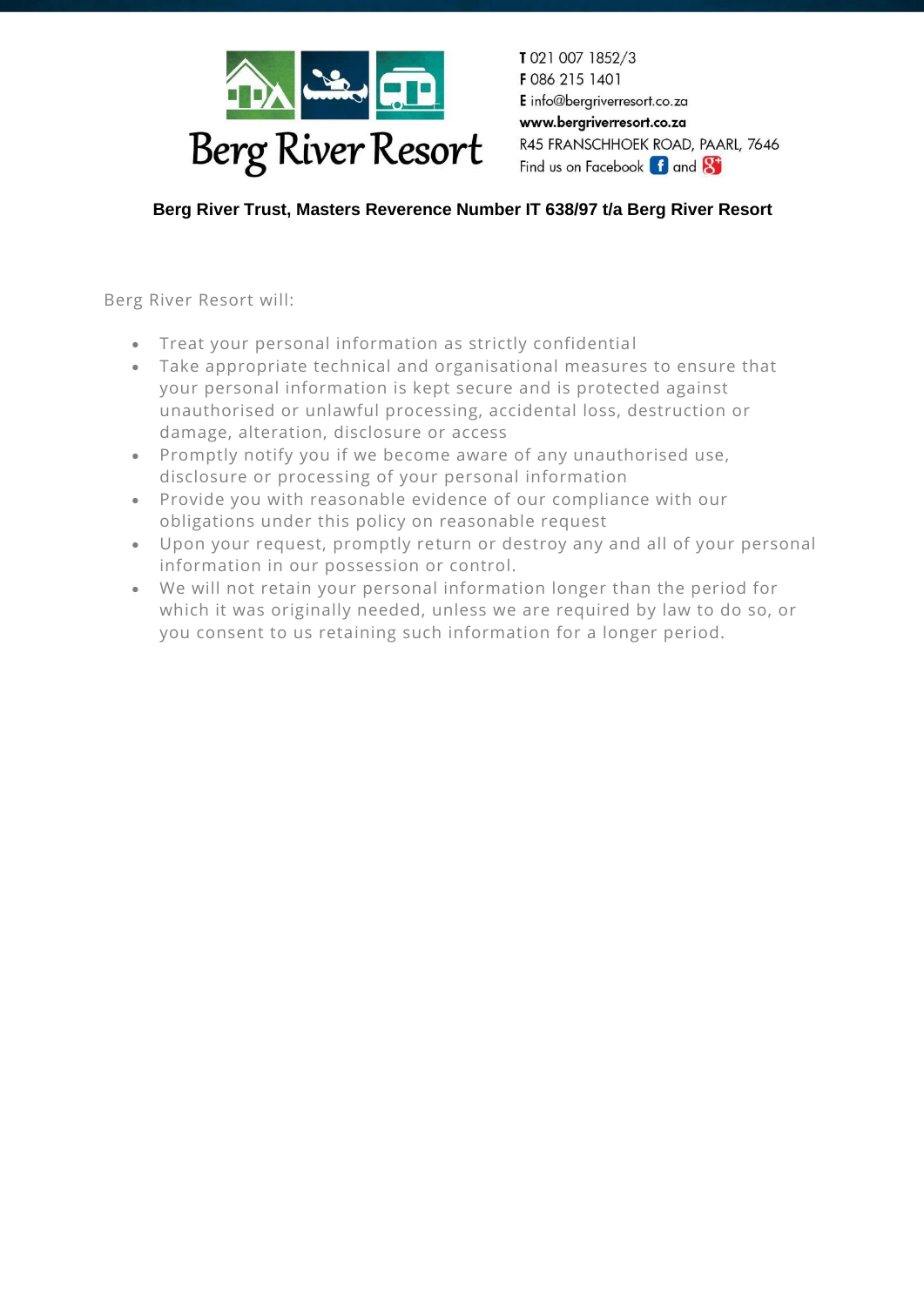Berg River Resort will:

- Treat your personal information as strictly confidential
- Take appropriate technical and organisational measures to ensure that your personal information is kept secure and is protected against unauthorised or unlawful processing, accidental loss, destruction or damage, alteration, disclosure or access
- Promptly notify you if we become aware of any unauthorised use, disclosure or processing of your personal information
- Provide you with reasonable evidence of our compliance with our obligations under this policy on reasonable request
- Upon your request, promptly return or destroy any and all of your personal information in our possession or control.
- We will not retain your personal information longer than the period for which it was originally needed, unless we are required by law to do so, or you consent to us retaining such information for a longer period.